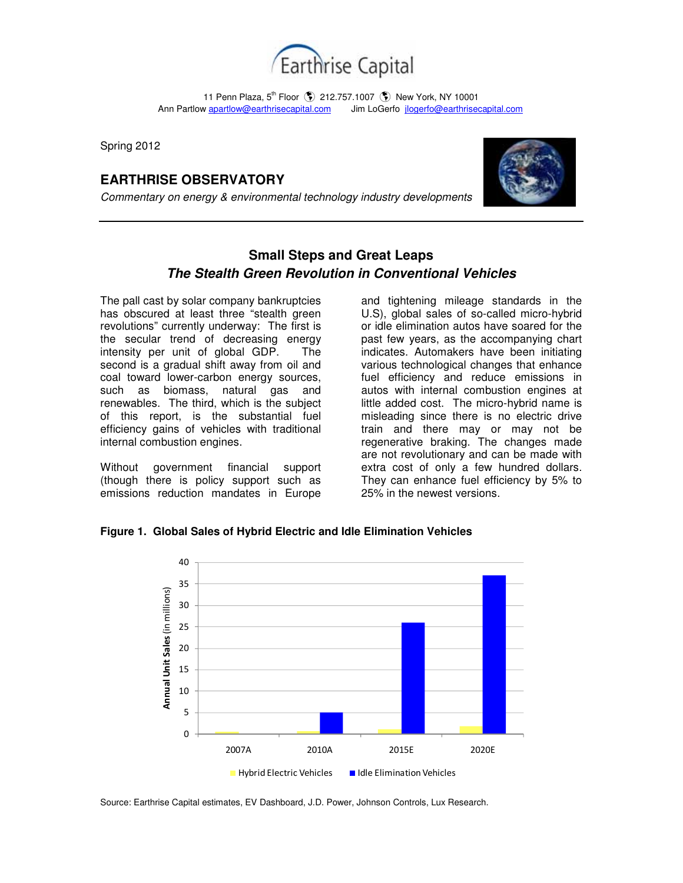Earthrise Capital

11 Penn Plaza, 5th Floor 212.757.1007 New York, NY 10001
Ann Partlow apartlow@earthrisecapital.com Jim LoGerfo jlogerfo@earthrisecapital.com

Spring 2012

## EARTHRISE OBSERVATORY

*Commentary on energy & environmental technology industry developments*

---

## Small Steps and Great Leaps
### *The Stealth Green Revolution in Conventional Vehicles*

The pall cast by solar company bankruptcies has obscured at least three "stealth green revolutions" currently underway: The first is the secular trend of decreasing energy intensity per unit of global GDP. The second is a gradual shift away from oil and coal toward lower-carbon energy sources, such as biomass, natural gas and renewables. The third, which is the subject of this report, is the substantial fuel efficiency gains of vehicles with traditional internal combustion engines.

Without government financial support (though there is policy support such as emissions reduction mandates in Europe and tightening mileage standards in the U.S), global sales of so-called micro-hybrid or idle elimination autos have soared for the past few years, as the accompanying chart indicates. Automakers have been initiating various technological changes that enhance fuel efficiency and reduce emissions in autos with internal combustion engines at little added cost. The micro-hybrid name is misleading since there is no electric drive train and there may or may not be regenerative braking. The changes made are not revolutionary and can be made with extra cost of only a few hundred dollars. They can enhance fuel efficiency by 5% to 25% in the newest versions.

**Figure 1. Global Sales of Hybrid Electric and Idle Elimination Vehicles**

Source: Earthrise Capital estimates, EV Dashboard, J.D. Power, Johnson Controls, Lux Research.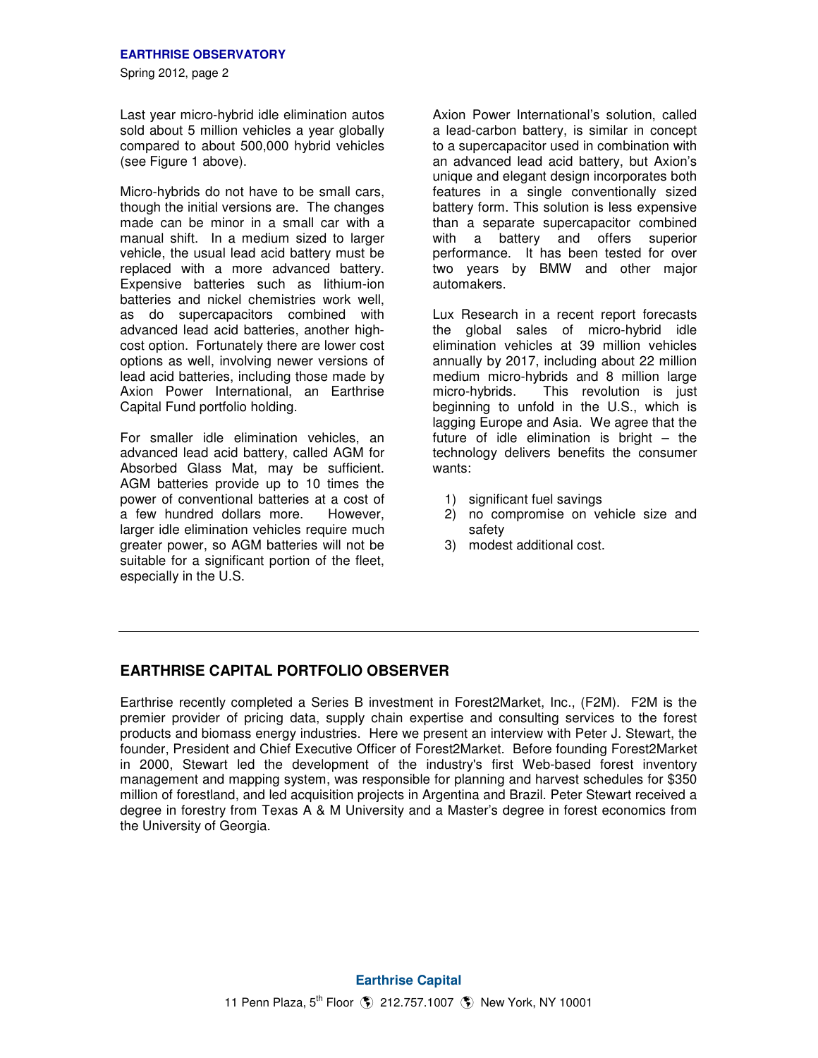Last year micro-hybrid idle elimination autos sold about 5 million vehicles a year globally compared to about 500,000 hybrid vehicles (see Figure 1 above).

Micro-hybrids do not have to be small cars, though the initial versions are. The changes made can be minor in a small car with a manual shift. In a medium sized to larger vehicle, the usual lead acid battery must be replaced with a more advanced battery. Expensive batteries such as lithium-ion batteries and nickel chemistries work well, as do supercapacitors combined with advanced lead acid batteries, another high-cost option. Fortunately there are lower cost options as well, involving newer versions of lead acid batteries, including those made by Axion Power International, an Earthrise Capital Fund portfolio holding.

For smaller idle elimination vehicles, an advanced lead acid battery, called AGM for Absorbed Glass Mat, may be sufficient. AGM batteries provide up to 10 times the power of conventional batteries at a cost of a few hundred dollars more. However, larger idle elimination vehicles require much greater power, so AGM batteries will not be suitable for a significant portion of the fleet, especially in the U.S.

Axion Power International's solution, called a lead-carbon battery, is similar in concept to a supercapacitor used in combination with an advanced lead acid battery, but Axion's unique and elegant design incorporates both features in a single conventionally sized battery form. This solution is less expensive than a separate supercapacitor combined with a battery and offers superior performance. It has been tested for over two years by BMW and other major automakers.

Lux Research in a recent report forecasts the global sales of micro-hybrid idle elimination vehicles at 39 million vehicles annually by 2017, including about 22 million medium micro-hybrids and 8 million large micro-hybrids. This revolution is just beginning to unfold in the U.S., which is lagging Europe and Asia. We agree that the future of idle elimination is bright – the technology delivers benefits the consumer wants:

1) significant fuel savings
2) no compromise on vehicle size and safety
3) modest additional cost.

---

## EARTHRISE CAPITAL PORTFOLIO OBSERVER

Earthrise recently completed a Series B investment in Forest2Market, Inc., (F2M). F2M is the premier provider of pricing data, supply chain expertise and consulting services to the forest products and biomass energy industries. Here we present an interview with Peter J. Stewart, the founder, President and Chief Executive Officer of Forest2Market. Before founding Forest2Market in 2000, Stewart led the development of the industry's first Web-based forest inventory management and mapping system, was responsible for planning and harvest schedules for $350 million of forestland, and led acquisition projects in Argentina and Brazil. Peter Stewart received a degree in forestry from Texas A & M University and a Master's degree in forest economics from the University of Georgia.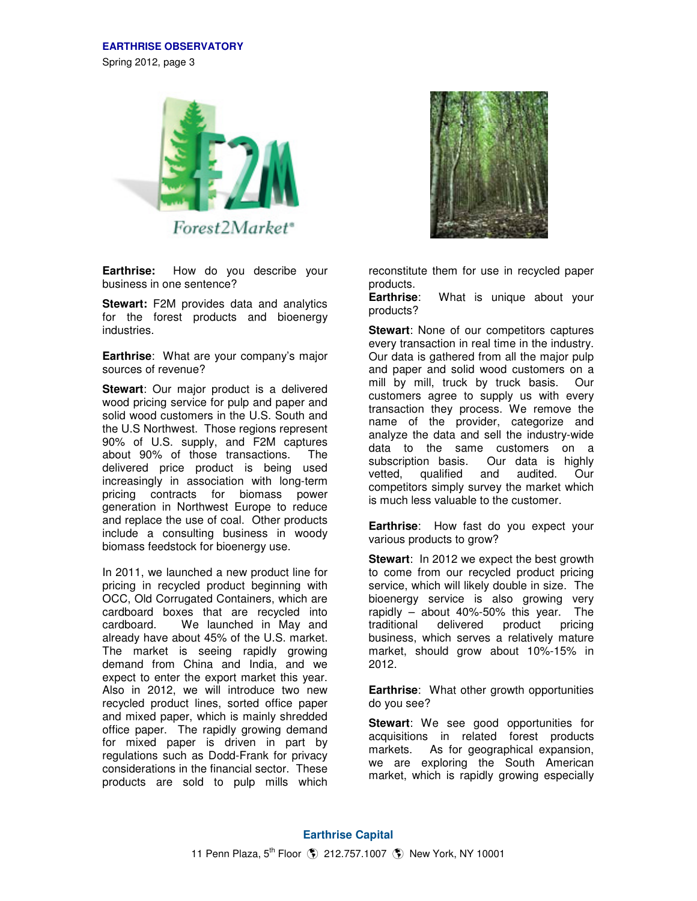**Earthrise:** How do you describe your business in one sentence?

**Stewart:** F2M provides data and analytics for the forest products and bioenergy industries.

**Earthrise**: What are your company's major sources of revenue?

**Stewart**: Our major product is a delivered wood pricing service for pulp and paper and solid wood customers in the U.S. South and the U.S Northwest. Those regions represent 90% of U.S. supply, and F2M captures about 90% of those transactions. The delivered price product is being used increasingly in association with long-term pricing contracts for biomass power generation in Northwest Europe to reduce and replace the use of coal. Other products include a consulting business in woody biomass feedstock for bioenergy use.

In 2011, we launched a new product line for pricing in recycled product beginning with OCC, Old Corrugated Containers, which are cardboard boxes that are recycled into cardboard. We launched in May and already have about 45% of the U.S. market. The market is seeing rapidly growing demand from China and India, and we expect to enter the export market this year. Also in 2012, we will introduce two new recycled product lines, sorted office paper and mixed paper, which is mainly shredded office paper. The rapidly growing demand for mixed paper is driven in part by regulations such as Dodd-Frank for privacy considerations in the financial sector. These products are sold to pulp mills which reconstitute them for use in recycled paper products.

**Earthrise**: What is unique about your products?

**Stewart**: None of our competitors captures every transaction in real time in the industry. Our data is gathered from all the major pulp and paper and solid wood customers on a mill by mill, truck by truck basis. Our customers agree to supply us with every transaction they process. We remove the name of the provider, categorize and analyze the data and sell the industry-wide data to the same customers on a subscription basis. Our data is highly vetted, qualified and audited. Our competitors simply survey the market which is much less valuable to the customer.

**Earthrise**: How fast do you expect your various products to grow?

**Stewart**: In 2012 we expect the best growth to come from our recycled product pricing service, which will likely double in size. The bioenergy service is also growing very rapidly – about 40%-50% this year. The traditional delivered product pricing business, which serves a relatively mature market, should grow about 10%-15% in 2012.

**Earthrise**: What other growth opportunities do you see?

**Stewart**: We see good opportunities for acquisitions in related forest products markets. As for geographical expansion, we are exploring the South American market, which is rapidly growing especially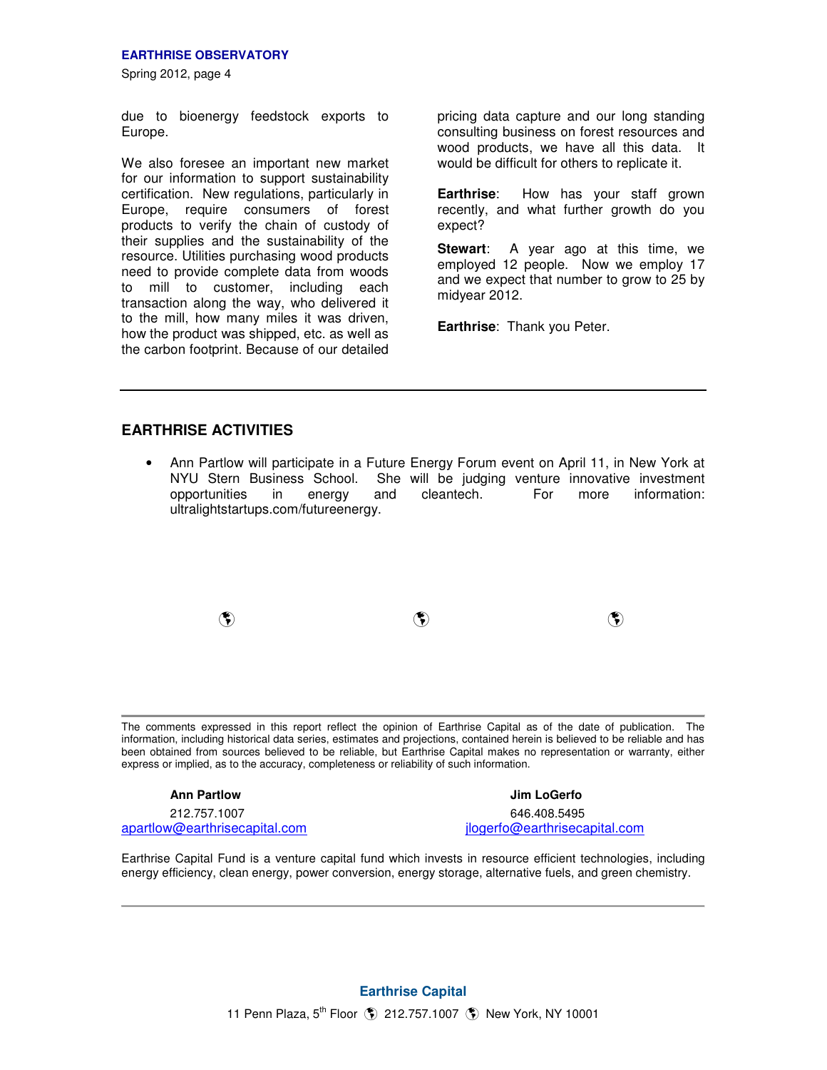due to bioenergy feedstock exports to Europe.

We also foresee an important new market for our information to support sustainability certification. New regulations, particularly in Europe, require consumers of forest products to verify the chain of custody of their supplies and the sustainability of the resource. Utilities purchasing wood products need to provide complete data from woods to mill to customer, including each transaction along the way, who delivered it to the mill, how many miles it was driven, how the product was shipped, etc. as well as the carbon footprint. Because of our detailed pricing data capture and our long standing consulting business on forest resources and wood products, we have all this data. It would be difficult for others to replicate it.

**Earthrise**: How has your staff grown recently, and what further growth do you expect?

**Stewart**: A year ago at this time, we employed 12 people. Now we employ 17 and we expect that number to grow to 25 by midyear 2012.

**Earthrise**: Thank you Peter.

---

## EARTHRISE ACTIVITIES

- Ann Partlow will participate in a Future Energy Forum event on April 11, in New York at NYU Stern Business School. She will be judging venture innovative investment opportunities in energy and cleantech. For more information: ultralightstartups.com/futureenergy.

---

The comments expressed in this report reflect the opinion of Earthrise Capital as of the date of publication. The information, including historical data series, estimates and projections, contained herein is believed to be reliable and has been obtained from sources believed to be reliable, but Earthrise Capital makes no representation or warranty, either express or implied, as to the accuracy, completeness or reliability of such information.

**Ann Partlow**
212.757.1007
apartlow@earthrisecapital.com

**Jim LoGerfo**
646.408.5495
jlogerfo@earthrisecapital.com

Earthrise Capital Fund is a venture capital fund which invests in resource efficient technologies, including energy efficiency, clean energy, power conversion, energy storage, alternative fuels, and green chemistry.

---

**Earthrise Capital**

11 Penn Plaza, 5th Floor · 212.757.1007 · New York, NY 10001